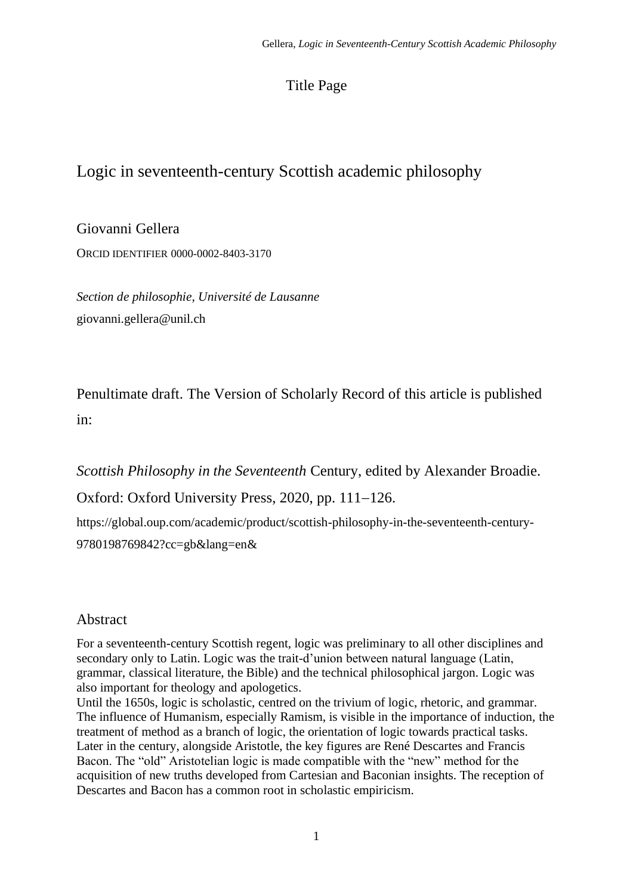Title Page

# Logic in seventeenth-century Scottish academic philosophy

Giovanni Gellera

ORCID IDENTIFIER 0000-0002-8403-3170

*Section de philosophie, Université de Lausanne*
giovanni.gellera@unil.ch

Penultimate draft. The Version of Scholarly Record of this article is published in:

*Scottish Philosophy in the Seventeenth* Century, edited by Alexander Broadie. Oxford: Oxford University Press, 2020, pp. 111–126.

https://global.oup.com/academic/product/scottish-philosophy-in-the-seventeenth-century-9780198769842?cc=gb&lang=en&

## Abstract

For a seventeenth-century Scottish regent, logic was preliminary to all other disciplines and secondary only to Latin. Logic was the trait-d'union between natural language (Latin, grammar, classical literature, the Bible) and the technical philosophical jargon. Logic was also important for theology and apologetics.

Until the 1650s, logic is scholastic, centred on the trivium of logic, rhetoric, and grammar. The influence of Humanism, especially Ramism, is visible in the importance of induction, the treatment of method as a branch of logic, the orientation of logic towards practical tasks. Later in the century, alongside Aristotle, the key figures are René Descartes and Francis Bacon. The "old" Aristotelian logic is made compatible with the "new" method for the acquisition of new truths developed from Cartesian and Baconian insights. The reception of Descartes and Bacon has a common root in scholastic empiricism.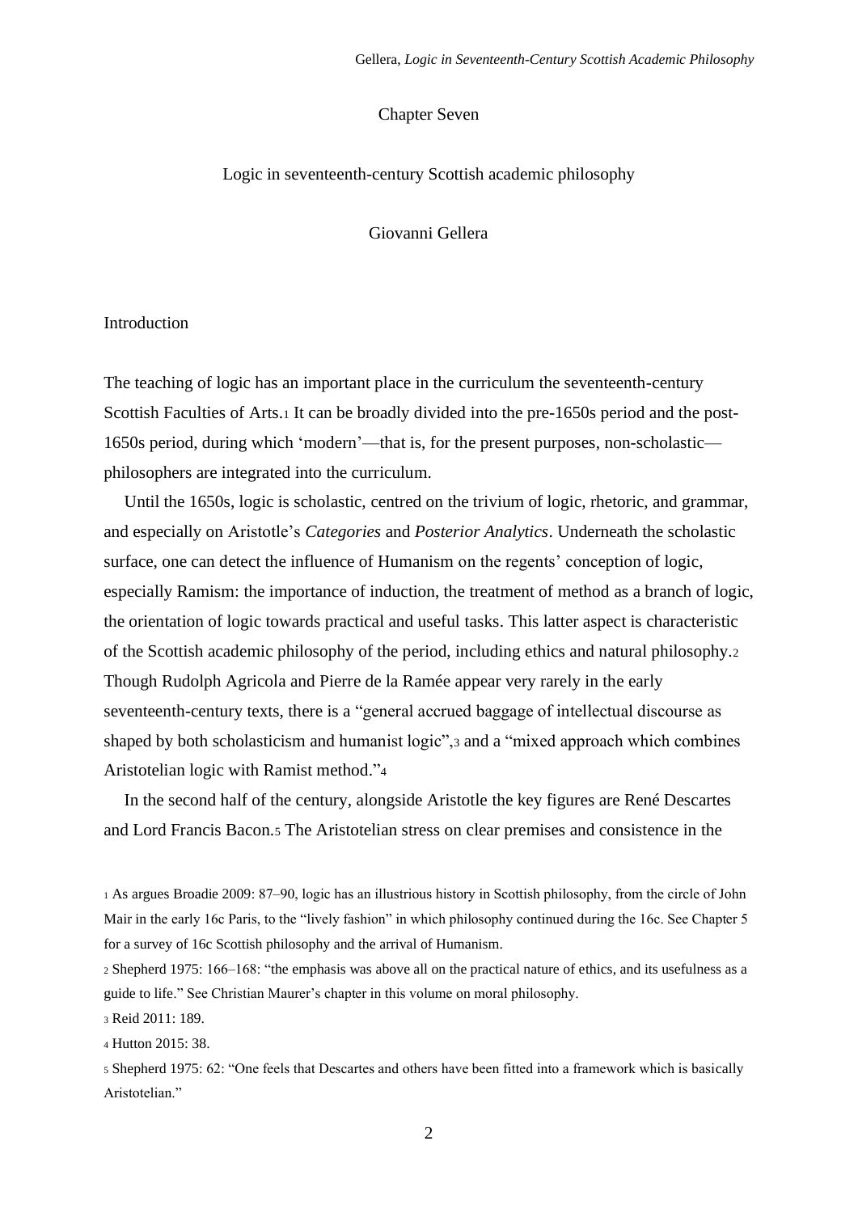# Chapter Seven

## Logic in seventeenth-century Scottish academic philosophy

Giovanni Gellera

### Introduction

The teaching of logic has an important place in the curriculum the seventeenth-century Scottish Faculties of Arts.[1] It can be broadly divided into the pre-1650s period and the post-1650s period, during which 'modern'—that is, for the present purposes, non-scholastic—philosophers are integrated into the curriculum.

Until the 1650s, logic is scholastic, centred on the trivium of logic, rhetoric, and grammar, and especially on Aristotle's *Categories* and *Posterior Analytics*. Underneath the scholastic surface, one can detect the influence of Humanism on the regents' conception of logic, especially Ramism: the importance of induction, the treatment of method as a branch of logic, the orientation of logic towards practical and useful tasks. This latter aspect is characteristic of the Scottish academic philosophy of the period, including ethics and natural philosophy.[2] Though Rudolph Agricola and Pierre de la Ramée appear very rarely in the early seventeenth-century texts, there is a "general accrued baggage of intellectual discourse as shaped by both scholasticism and humanist logic",[3] and a "mixed approach which combines Aristotelian logic with Ramist method."[4]

In the second half of the century, alongside Aristotle the key figures are René Descartes and Lord Francis Bacon.[5] The Aristotelian stress on clear premises and consistence in the

[1] As argues Broadie 2009: 87–90, logic has an illustrious history in Scottish philosophy, from the circle of John Mair in the early 16c Paris, to the "lively fashion" in which philosophy continued during the 16c. See Chapter 5 for a survey of 16c Scottish philosophy and the arrival of Humanism.

[2] Shepherd 1975: 166–168: "the emphasis was above all on the practical nature of ethics, and its usefulness as a guide to life." See Christian Maurer's chapter in this volume on moral philosophy.

[3] Reid 2011: 189.

[4] Hutton 2015: 38.

[5] Shepherd 1975: 62: "One feels that Descartes and others have been fitted into a framework which is basically Aristotelian."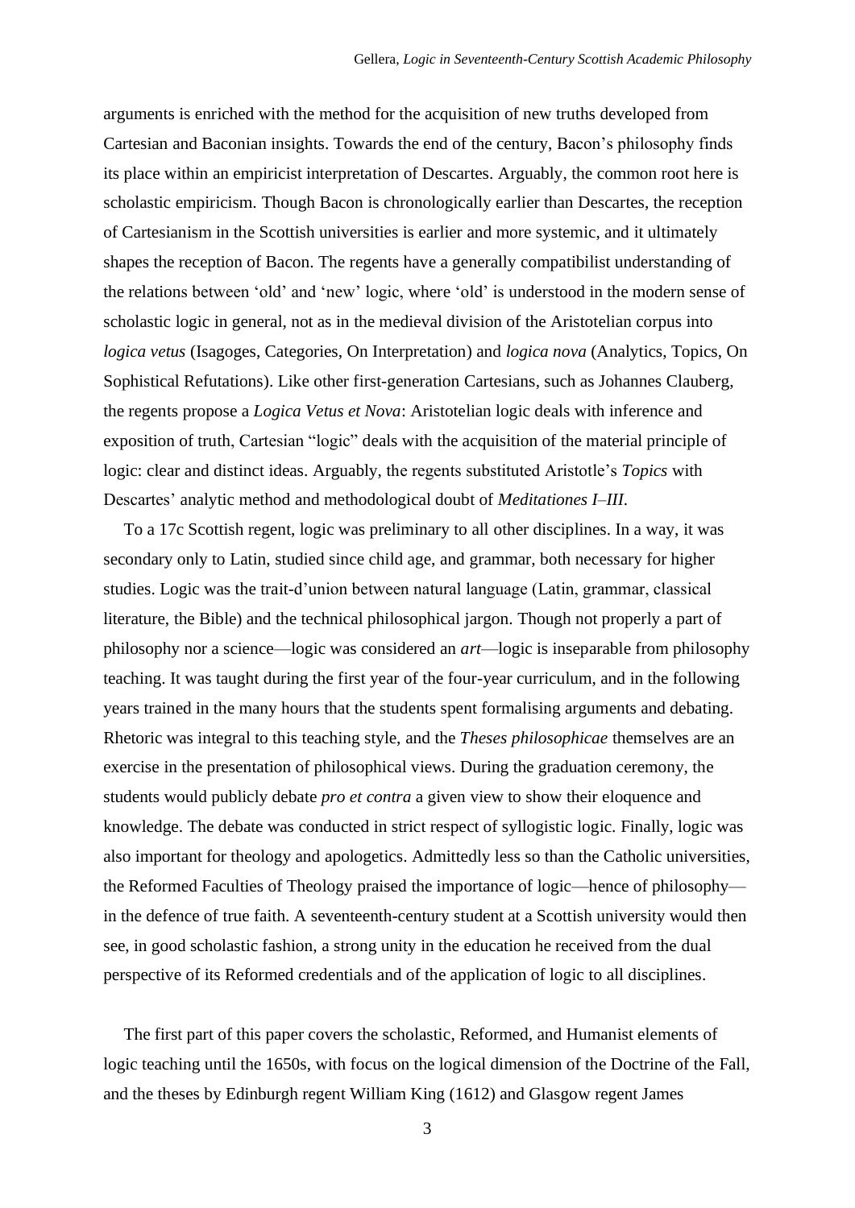arguments is enriched with the method for the acquisition of new truths developed from Cartesian and Baconian insights. Towards the end of the century, Bacon's philosophy finds its place within an empiricist interpretation of Descartes. Arguably, the common root here is scholastic empiricism. Though Bacon is chronologically earlier than Descartes, the reception of Cartesianism in the Scottish universities is earlier and more systemic, and it ultimately shapes the reception of Bacon. The regents have a generally compatibilist understanding of the relations between 'old' and 'new' logic, where 'old' is understood in the modern sense of scholastic logic in general, not as in the medieval division of the Aristotelian corpus into *logica vetus* (Isagoges, Categories, On Interpretation) and *logica nova* (Analytics, Topics, On Sophistical Refutations). Like other first-generation Cartesians, such as Johannes Clauberg, the regents propose a *Logica Vetus et Nova*: Aristotelian logic deals with inference and exposition of truth, Cartesian "logic" deals with the acquisition of the material principle of logic: clear and distinct ideas. Arguably, the regents substituted Aristotle's *Topics* with Descartes' analytic method and methodological doubt of *Meditationes I–III*.

To a 17c Scottish regent, logic was preliminary to all other disciplines. In a way, it was secondary only to Latin, studied since child age, and grammar, both necessary for higher studies. Logic was the trait-d'union between natural language (Latin, grammar, classical literature, the Bible) and the technical philosophical jargon. Though not properly a part of philosophy nor a science—logic was considered an *art*—logic is inseparable from philosophy teaching. It was taught during the first year of the four-year curriculum, and in the following years trained in the many hours that the students spent formalising arguments and debating. Rhetoric was integral to this teaching style, and the *Theses philosophicae* themselves are an exercise in the presentation of philosophical views. During the graduation ceremony, the students would publicly debate *pro et contra* a given view to show their eloquence and knowledge. The debate was conducted in strict respect of syllogistic logic. Finally, logic was also important for theology and apologetics. Admittedly less so than the Catholic universities, the Reformed Faculties of Theology praised the importance of logic—hence of philosophy—in the defence of true faith. A seventeenth-century student at a Scottish university would then see, in good scholastic fashion, a strong unity in the education he received from the dual perspective of its Reformed credentials and of the application of logic to all disciplines.

The first part of this paper covers the scholastic, Reformed, and Humanist elements of logic teaching until the 1650s, with focus on the logical dimension of the Doctrine of the Fall, and the theses by Edinburgh regent William King (1612) and Glasgow regent James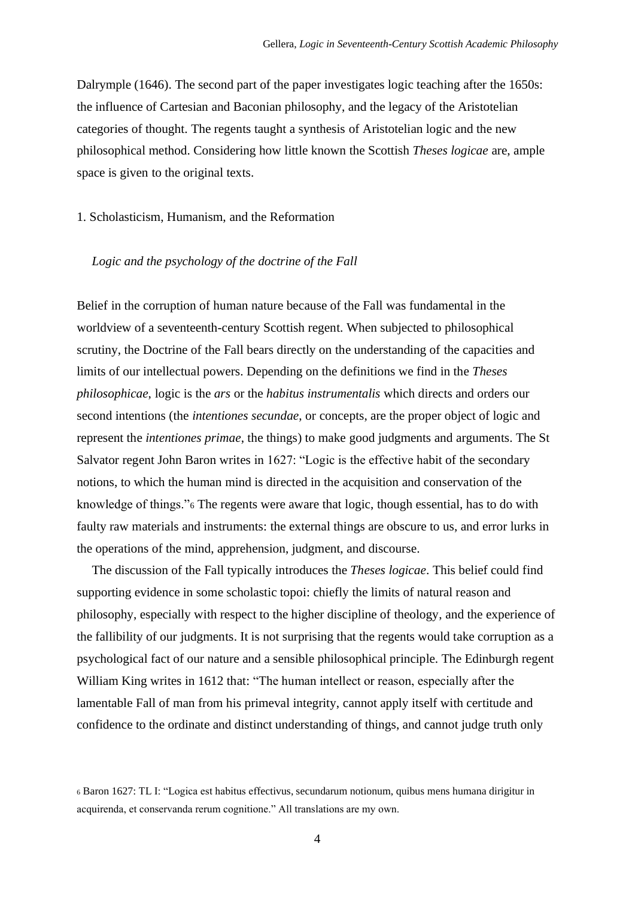Dalrymple (1646). The second part of the paper investigates logic teaching after the 1650s: the influence of Cartesian and Baconian philosophy, and the legacy of the Aristotelian categories of thought. The regents taught a synthesis of Aristotelian logic and the new philosophical method. Considering how little known the Scottish *Theses logicae* are, ample space is given to the original texts.

## 1. Scholasticism, Humanism, and the Reformation

### *Logic and the psychology of the doctrine of the Fall*

Belief in the corruption of human nature because of the Fall was fundamental in the worldview of a seventeenth-century Scottish regent. When subjected to philosophical scrutiny, the Doctrine of the Fall bears directly on the understanding of the capacities and limits of our intellectual powers. Depending on the definitions we find in the *Theses philosophicae*, logic is the *ars* or the *habitus instrumentalis* which directs and orders our second intentions (the *intentiones secundae*, or concepts, are the proper object of logic and represent the *intentiones primae*, the things) to make good judgments and arguments. The St Salvator regent John Baron writes in 1627: "Logic is the effective habit of the secondary notions, to which the human mind is directed in the acquisition and conservation of the knowledge of things."[6] The regents were aware that logic, though essential, has to do with faulty raw materials and instruments: the external things are obscure to us, and error lurks in the operations of the mind, apprehension, judgment, and discourse.

The discussion of the Fall typically introduces the *Theses logicae*. This belief could find supporting evidence in some scholastic topoi: chiefly the limits of natural reason and philosophy, especially with respect to the higher discipline of theology, and the experience of the fallibility of our judgments. It is not surprising that the regents would take corruption as a psychological fact of our nature and a sensible philosophical principle. The Edinburgh regent William King writes in 1612 that: "The human intellect or reason, especially after the lamentable Fall of man from his primeval integrity, cannot apply itself with certitude and confidence to the ordinate and distinct understanding of things, and cannot judge truth only

[6] Baron 1627: TL I: "Logica est habitus effectivus, secundarum notionum, quibus mens humana dirigitur in acquirenda, et conservanda rerum cognitione." All translations are my own.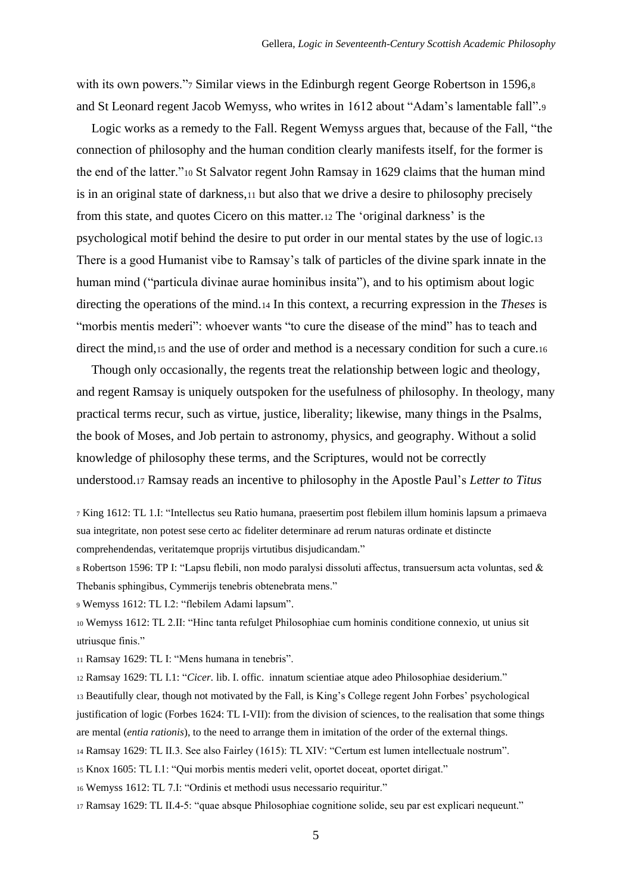with its own powers."[7] Similar views in the Edinburgh regent George Robertson in 1596,[8] and St Leonard regent Jacob Wemyss, who writes in 1612 about "Adam's lamentable fall".[9]

Logic works as a remedy to the Fall. Regent Wemyss argues that, because of the Fall, "the connection of philosophy and the human condition clearly manifests itself, for the former is the end of the latter."[10] St Salvator regent John Ramsay in 1629 claims that the human mind is in an original state of darkness,[11] but also that we drive a desire to philosophy precisely from this state, and quotes Cicero on this matter.[12] The 'original darkness' is the psychological motif behind the desire to put order in our mental states by the use of logic.[13] There is a good Humanist vibe to Ramsay's talk of particles of the divine spark innate in the human mind ("particula divinae aurae hominibus insita"), and to his optimism about logic directing the operations of the mind.[14] In this context, a recurring expression in the *Theses* is "morbis mentis mederi": whoever wants "to cure the disease of the mind" has to teach and direct the mind,[15] and the use of order and method is a necessary condition for such a cure.[16]

Though only occasionally, the regents treat the relationship between logic and theology, and regent Ramsay is uniquely outspoken for the usefulness of philosophy. In theology, many practical terms recur, such as virtue, justice, liberality; likewise, many things in the Psalms, the book of Moses, and Job pertain to astronomy, physics, and geography. Without a solid knowledge of philosophy these terms, and the Scriptures, would not be correctly understood.[17] Ramsay reads an incentive to philosophy in the Apostle Paul's *Letter to Titus*

[7] King 1612: TL 1.I: "Intellectus seu Ratio humana, praesertim post flebilem illum hominis lapsum a primaeva sua integritate, non potest sese certo ac fideliter determinare ad rerum naturas ordinate et distincte comprehendendas, veritatemque proprijs virtutibus disjudicandam."

[8] Robertson 1596: TP I: "Lapsu flebili, non modo paralysi dissoluti affectus, transuersum acta voluntas, sed & Thebanis sphingibus, Cymmerijs tenebris obtenebrata mens."

[9] Wemyss 1612: TL I.2: "flebilem Adami lapsum".

[10] Wemyss 1612: TL 2.II: "Hinc tanta refulget Philosophiae cum hominis conditione connexio, ut unius sit utriusque finis."

[11] Ramsay 1629: TL I: "Mens humana in tenebris".

[12] Ramsay 1629: TL I.1: "*Cicer.* lib. I. offic. innatum scientiae atque adeo Philosophiae desiderium."

[13] Beautifully clear, though not motivated by the Fall, is King's College regent John Forbes' psychological justification of logic (Forbes 1624: TL I-VII): from the division of sciences, to the realisation that some things are mental (*entia rationis*), to the need to arrange them in imitation of the order of the external things.

[14] Ramsay 1629: TL II.3. See also Fairley (1615): TL XIV: "Certum est lumen intellectuale nostrum".

[15] Knox 1605: TL I.1: "Qui morbis mentis mederi velit, oportet doceat, oportet dirigat."

[16] Wemyss 1612: TL 7.I: "Ordinis et methodi usus necessario requiritur."

[17] Ramsay 1629: TL II.4-5: "quae absque Philosophiae cognitione solide, seu par est explicari nequeunt."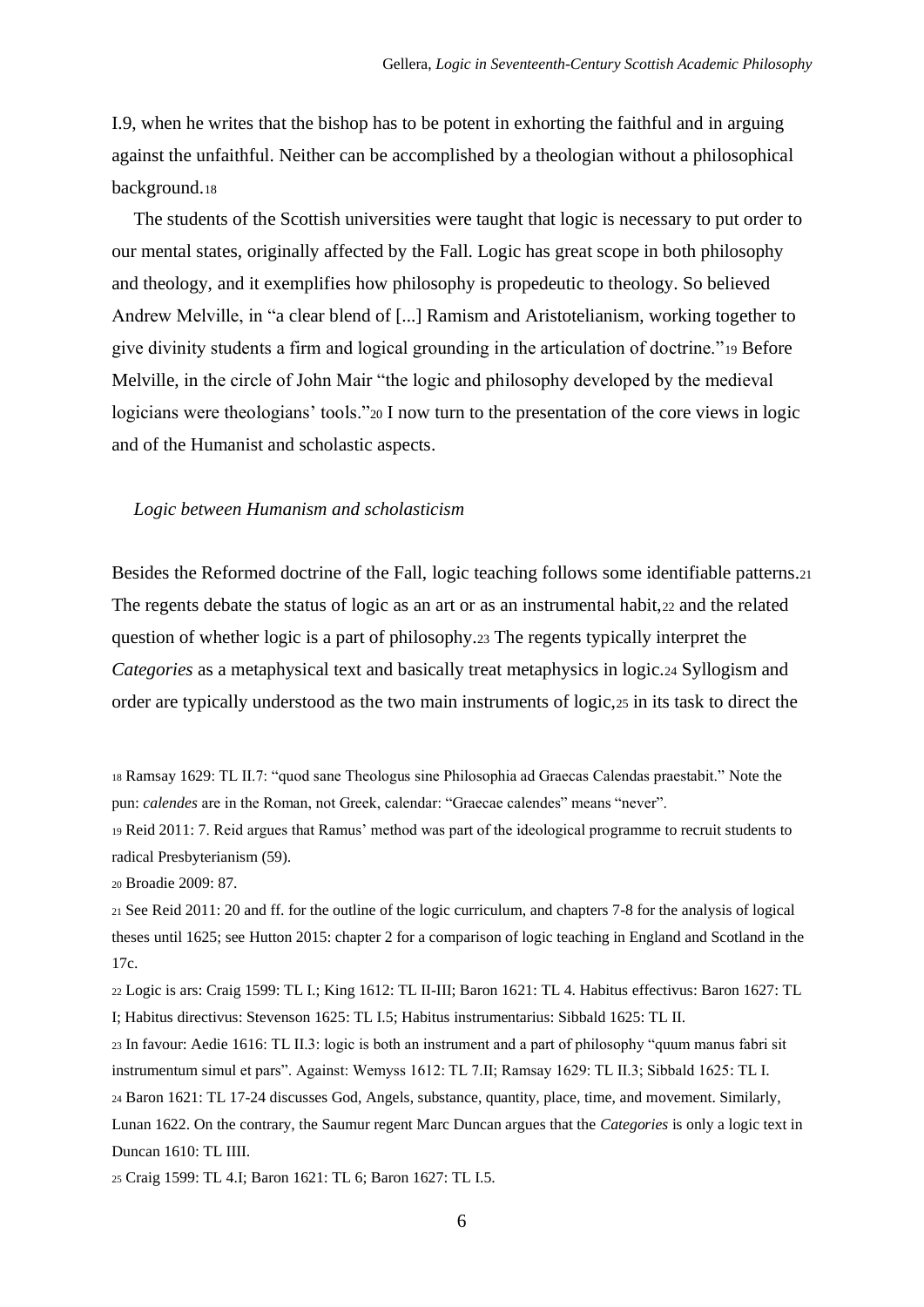I.9, when he writes that the bishop has to be potent in exhorting the faithful and in arguing against the unfaithful. Neither can be accomplished by a theologian without a philosophical background.[18]

The students of the Scottish universities were taught that logic is necessary to put order to our mental states, originally affected by the Fall. Logic has great scope in both philosophy and theology, and it exemplifies how philosophy is propedeutic to theology. So believed Andrew Melville, in "a clear blend of [...] Ramism and Aristotelianism, working together to give divinity students a firm and logical grounding in the articulation of doctrine."[19] Before Melville, in the circle of John Mair "the logic and philosophy developed by the medieval logicians were theologians' tools."[20] I now turn to the presentation of the core views in logic and of the Humanist and scholastic aspects.

### *Logic between Humanism and scholasticism*

Besides the Reformed doctrine of the Fall, logic teaching follows some identifiable patterns.[21] The regents debate the status of logic as an art or as an instrumental habit,[22] and the related question of whether logic is a part of philosophy.[23] The regents typically interpret the *Categories* as a metaphysical text and basically treat metaphysics in logic.[24] Syllogism and order are typically understood as the two main instruments of logic,[25] in its task to direct the

[18] Ramsay 1629: TL II.7: "quod sane Theologus sine Philosophia ad Graecas Calendas praestabit." Note the pun: *calendes* are in the Roman, not Greek, calendar: "Graecae calendes" means "never".

[19] Reid 2011: 7. Reid argues that Ramus' method was part of the ideological programme to recruit students to radical Presbyterianism (59).

[20] Broadie 2009: 87.

[21] See Reid 2011: 20 and ff. for the outline of the logic curriculum, and chapters 7-8 for the analysis of logical theses until 1625; see Hutton 2015: chapter 2 for a comparison of logic teaching in England and Scotland in the 17c.

[22] Logic is ars: Craig 1599: TL I.; King 1612: TL II-III; Baron 1621: TL 4. Habitus effectivus: Baron 1627: TL I; Habitus directivus: Stevenson 1625: TL I.5; Habitus instrumentarius: Sibbald 1625: TL II.

[23] In favour: Aedie 1616: TL II.3: logic is both an instrument and a part of philosophy "quum manus fabri sit instrumentum simul et pars". Against: Wemyss 1612: TL 7.II; Ramsay 1629: TL II.3; Sibbald 1625: TL I.

[24] Baron 1621: TL 17-24 discusses God, Angels, substance, quantity, place, time, and movement. Similarly, Lunan 1622. On the contrary, the Saumur regent Marc Duncan argues that the *Categories* is only a logic text in Duncan 1610: TL IIII.

[25] Craig 1599: TL 4.I; Baron 1621: TL 6; Baron 1627: TL I.5.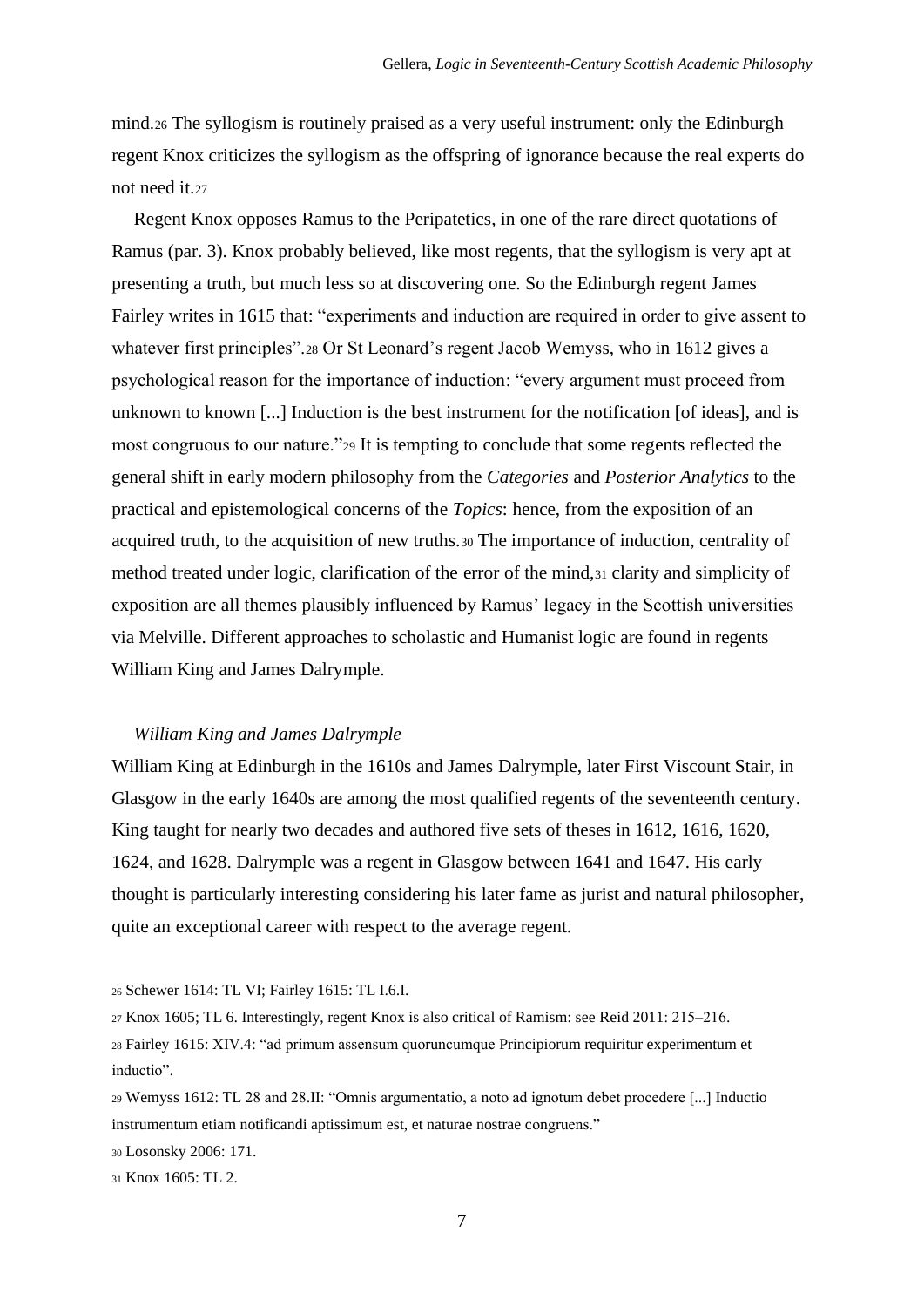mind.[26] The syllogism is routinely praised as a very useful instrument: only the Edinburgh regent Knox criticizes the syllogism as the offspring of ignorance because the real experts do not need it.[27]

Regent Knox opposes Ramus to the Peripatetics, in one of the rare direct quotations of Ramus (par. 3). Knox probably believed, like most regents, that the syllogism is very apt at presenting a truth, but much less so at discovering one. So the Edinburgh regent James Fairley writes in 1615 that: "experiments and induction are required in order to give assent to whatever first principles".[28] Or St Leonard's regent Jacob Wemyss, who in 1612 gives a psychological reason for the importance of induction: "every argument must proceed from unknown to known [...] Induction is the best instrument for the notification [of ideas], and is most congruous to our nature."[29] It is tempting to conclude that some regents reflected the general shift in early modern philosophy from the *Categories* and *Posterior Analytics* to the practical and epistemological concerns of the *Topics*: hence, from the exposition of an acquired truth, to the acquisition of new truths.[30] The importance of induction, centrality of method treated under logic, clarification of the error of the mind,[31] clarity and simplicity of exposition are all themes plausibly influenced by Ramus' legacy in the Scottish universities via Melville. Different approaches to scholastic and Humanist logic are found in regents William King and James Dalrymple.

### *William King and James Dalrymple*

William King at Edinburgh in the 1610s and James Dalrymple, later First Viscount Stair, in Glasgow in the early 1640s are among the most qualified regents of the seventeenth century. King taught for nearly two decades and authored five sets of theses in 1612, 1616, 1620, 1624, and 1628. Dalrymple was a regent in Glasgow between 1641 and 1647. His early thought is particularly interesting considering his later fame as jurist and natural philosopher, quite an exceptional career with respect to the average regent.

---

[26] Schewer 1614: TL VI; Fairley 1615: TL I.6.I.

[27] Knox 1605; TL 6. Interestingly, regent Knox is also critical of Ramism: see Reid 2011: 215–216.

[28] Fairley 1615: XIV.4: "ad primum assensum quoruncumque Principiorum requiritur experimentum et inductio".

[29] Wemyss 1612: TL 28 and 28.II: "Omnis argumentatio, a noto ad ignotum debet procedere [...] Inductio instrumentum etiam notificandi aptissimum est, et naturae nostrae congruens."

[30] Losonsky 2006: 171.

[31] Knox 1605: TL 2.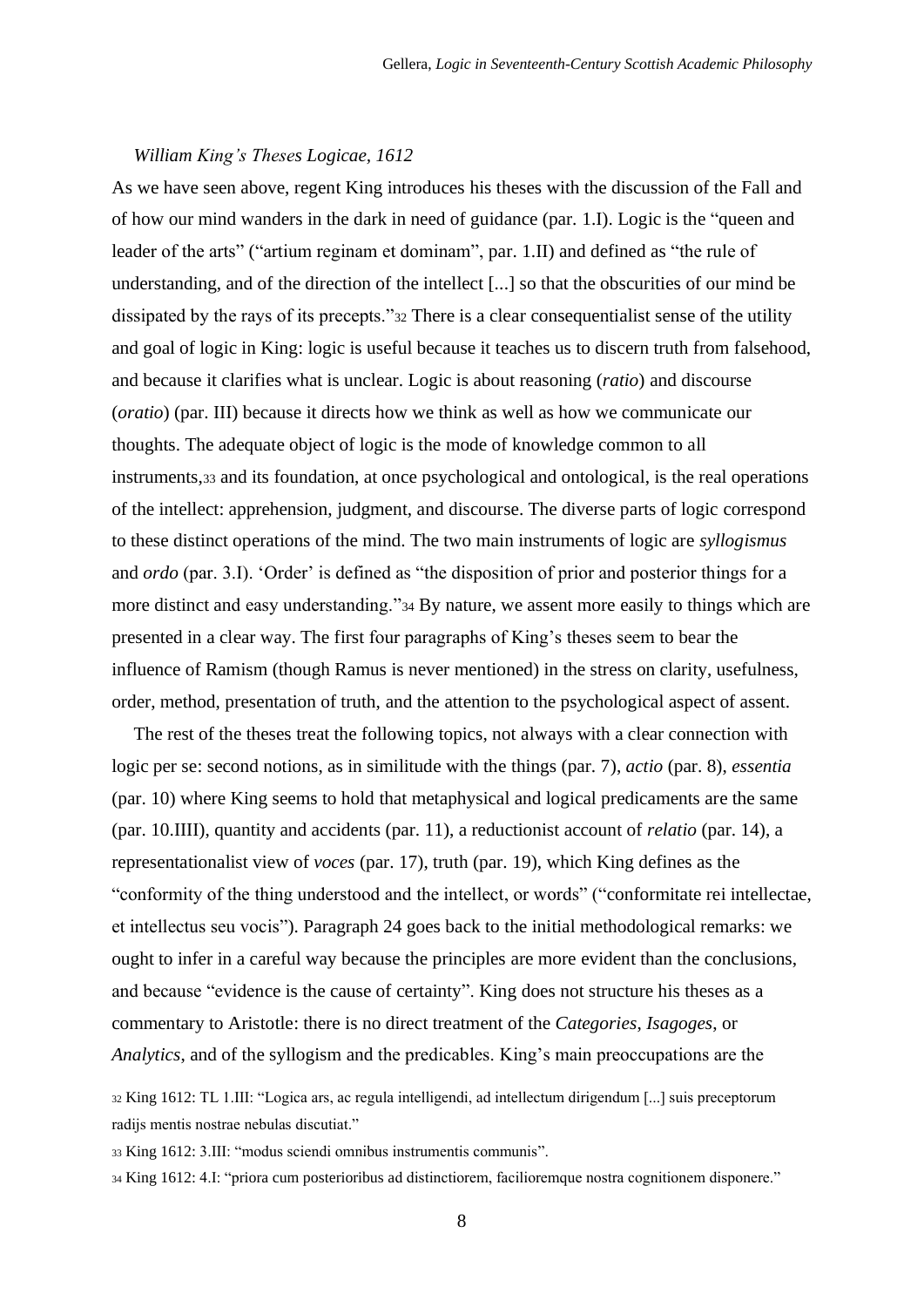*William King's Theses Logicae, 1612*

As we have seen above, regent King introduces his theses with the discussion of the Fall and of how our mind wanders in the dark in need of guidance (par. 1.I). Logic is the "queen and leader of the arts" ("artium reginam et dominam", par. 1.II) and defined as "the rule of understanding, and of the direction of the intellect [...] so that the obscurities of our mind be dissipated by the rays of its precepts."[32] There is a clear consequentialist sense of the utility and goal of logic in King: logic is useful because it teaches us to discern truth from falsehood, and because it clarifies what is unclear. Logic is about reasoning (*ratio*) and discourse (*oratio*) (par. III) because it directs how we think as well as how we communicate our thoughts. The adequate object of logic is the mode of knowledge common to all instruments,[33] and its foundation, at once psychological and ontological, is the real operations of the intellect: apprehension, judgment, and discourse. The diverse parts of logic correspond to these distinct operations of the mind. The two main instruments of logic are *syllogismus* and *ordo* (par. 3.I). 'Order' is defined as "the disposition of prior and posterior things for a more distinct and easy understanding."[34] By nature, we assent more easily to things which are presented in a clear way. The first four paragraphs of King's theses seem to bear the influence of Ramism (though Ramus is never mentioned) in the stress on clarity, usefulness, order, method, presentation of truth, and the attention to the psychological aspect of assent.

The rest of the theses treat the following topics, not always with a clear connection with logic per se: second notions, as in similitude with the things (par. 7), *actio* (par. 8), *essentia* (par. 10) where King seems to hold that metaphysical and logical predicaments are the same (par. 10.IIII), quantity and accidents (par. 11), a reductionist account of *relatio* (par. 14), a representationalist view of *voces* (par. 17), truth (par. 19), which King defines as the "conformity of the thing understood and the intellect, or words" ("conformitate rei intellectae, et intellectus seu vocis"). Paragraph 24 goes back to the initial methodological remarks: we ought to infer in a careful way because the principles are more evident than the conclusions, and because "evidence is the cause of certainty". King does not structure his theses as a commentary to Aristotle: there is no direct treatment of the *Categories*, *Isagoges*, or *Analytics*, and of the syllogism and the predicables. King's main preoccupations are the

[32] King 1612: TL 1.III: "Logica ars, ac regula intelligendi, ad intellectum dirigendum [...] suis preceptorum radijs mentis nostrae nebulas discutiat."

[33] King 1612: 3.III: "modus sciendi omnibus instrumentis communis".

[34] King 1612: 4.I: "priora cum posterioribus ad distinctiorem, facilioremque nostra cognitionem disponere."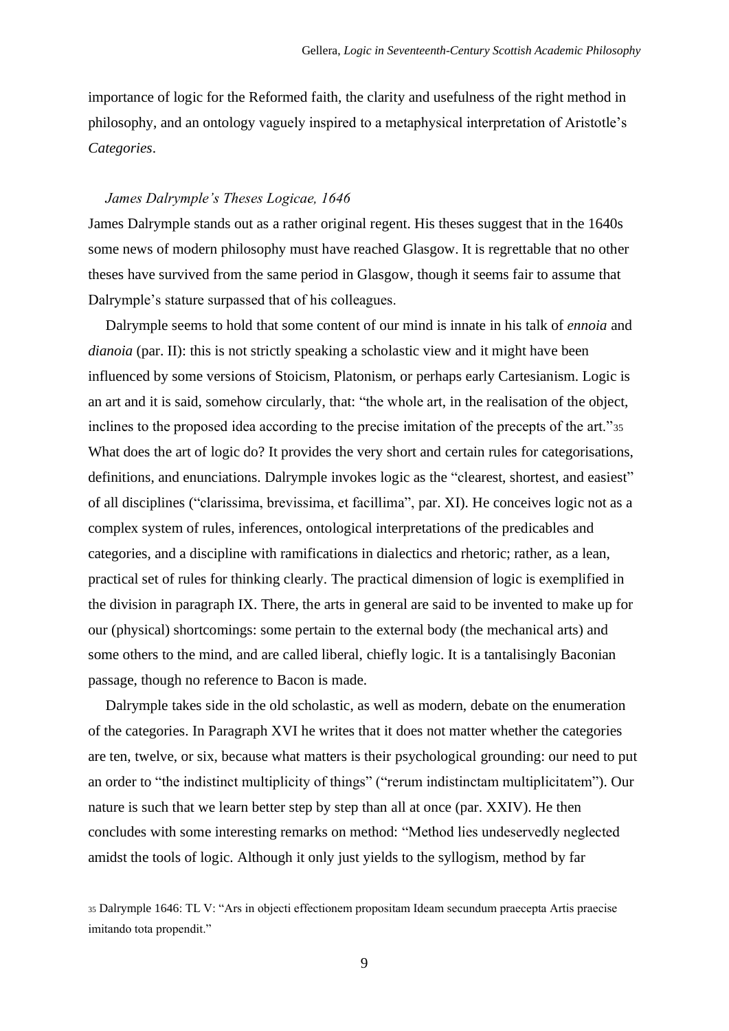importance of logic for the Reformed faith, the clarity and usefulness of the right method in philosophy, and an ontology vaguely inspired to a metaphysical interpretation of Aristotle's *Categories*.

### *James Dalrymple's Theses Logicae, 1646*

James Dalrymple stands out as a rather original regent. His theses suggest that in the 1640s some news of modern philosophy must have reached Glasgow. It is regrettable that no other theses have survived from the same period in Glasgow, though it seems fair to assume that Dalrymple's stature surpassed that of his colleagues.

Dalrymple seems to hold that some content of our mind is innate in his talk of *ennoia* and *dianoia* (par. II): this is not strictly speaking a scholastic view and it might have been influenced by some versions of Stoicism, Platonism, or perhaps early Cartesianism. Logic is an art and it is said, somehow circularly, that: "the whole art, in the realisation of the object, inclines to the proposed idea according to the precise imitation of the precepts of the art."[35] What does the art of logic do? It provides the very short and certain rules for categorisations, definitions, and enunciations. Dalrymple invokes logic as the "clearest, shortest, and easiest" of all disciplines ("clarissima, brevissima, et facillima", par. XI). He conceives logic not as a complex system of rules, inferences, ontological interpretations of the predicables and categories, and a discipline with ramifications in dialectics and rhetoric; rather, as a lean, practical set of rules for thinking clearly. The practical dimension of logic is exemplified in the division in paragraph IX. There, the arts in general are said to be invented to make up for our (physical) shortcomings: some pertain to the external body (the mechanical arts) and some others to the mind, and are called liberal, chiefly logic. It is a tantalisingly Baconian passage, though no reference to Bacon is made.

Dalrymple takes side in the old scholastic, as well as modern, debate on the enumeration of the categories. In Paragraph XVI he writes that it does not matter whether the categories are ten, twelve, or six, because what matters is their psychological grounding: our need to put an order to "the indistinct multiplicity of things" ("rerum indistinctam multiplicitatem"). Our nature is such that we learn better step by step than all at once (par. XXIV). He then concludes with some interesting remarks on method: "Method lies undeservedly neglected amidst the tools of logic. Although it only just yields to the syllogism, method by far

[35] Dalrymple 1646: TL V: "Ars in objecti effectionem propositam Ideam secundum praecepta Artis praecise imitando tota propendit."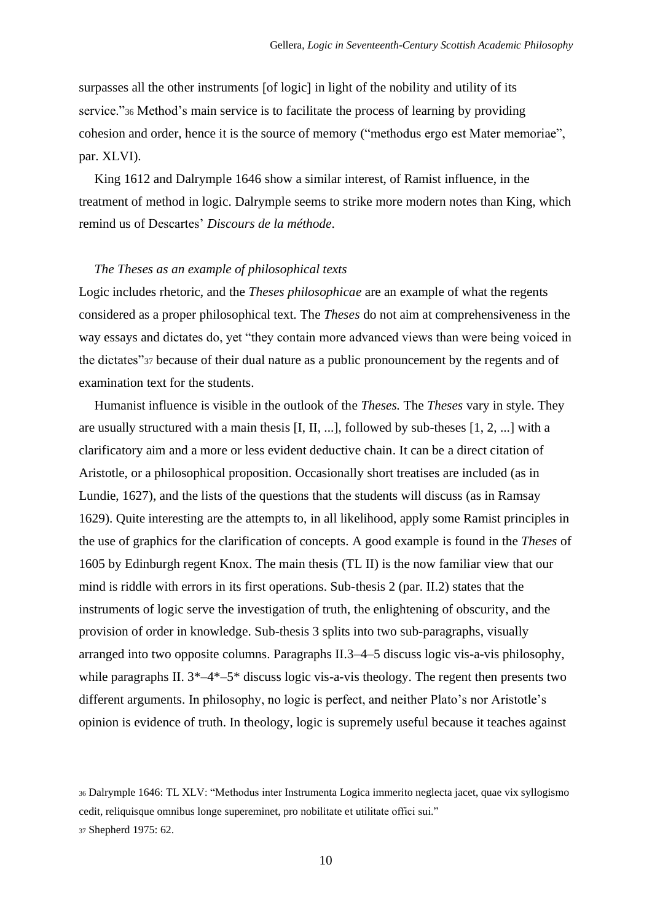surpasses all the other instruments [of logic] in light of the nobility and utility of its service."[36] Method's main service is to facilitate the process of learning by providing cohesion and order, hence it is the source of memory ("methodus ergo est Mater memoriae", par. XLVI).

King 1612 and Dalrymple 1646 show a similar interest, of Ramist influence, in the treatment of method in logic. Dalrymple seems to strike more modern notes than King, which remind us of Descartes' *Discours de la méthode*.

*The Theses as an example of philosophical texts*

Logic includes rhetoric, and the *Theses philosophicae* are an example of what the regents considered as a proper philosophical text. The *Theses* do not aim at comprehensiveness in the way essays and dictates do, yet "they contain more advanced views than were being voiced in the dictates"[37] because of their dual nature as a public pronouncement by the regents and of examination text for the students.

Humanist influence is visible in the outlook of the *Theses.* The *Theses* vary in style. They are usually structured with a main thesis [I, II, ...], followed by sub-theses [1, 2, ...] with a clarificatory aim and a more or less evident deductive chain. It can be a direct citation of Aristotle, or a philosophical proposition. Occasionally short treatises are included (as in Lundie, 1627), and the lists of the questions that the students will discuss (as in Ramsay 1629). Quite interesting are the attempts to, in all likelihood, apply some Ramist principles in the use of graphics for the clarification of concepts. A good example is found in the *Theses* of 1605 by Edinburgh regent Knox. The main thesis (TL II) is the now familiar view that our mind is riddle with errors in its first operations. Sub-thesis 2 (par. II.2) states that the instruments of logic serve the investigation of truth, the enlightening of obscurity, and the provision of order in knowledge. Sub-thesis 3 splits into two sub-paragraphs, visually arranged into two opposite columns. Paragraphs II.3–4–5 discuss logic vis-a-vis philosophy, while paragraphs II. 3*–4*–5* discuss logic vis-a-vis theology. The regent then presents two different arguments. In philosophy, no logic is perfect, and neither Plato's nor Aristotle's opinion is evidence of truth. In theology, logic is supremely useful because it teaches against

[36] Dalrymple 1646: TL XLV: "Methodus inter Instrumenta Logica immerito neglecta jacet, quae vix syllogismo cedit, reliquisque omnibus longe supereminet, pro nobilitate et utilitate offici sui."

[37] Shepherd 1975: 62.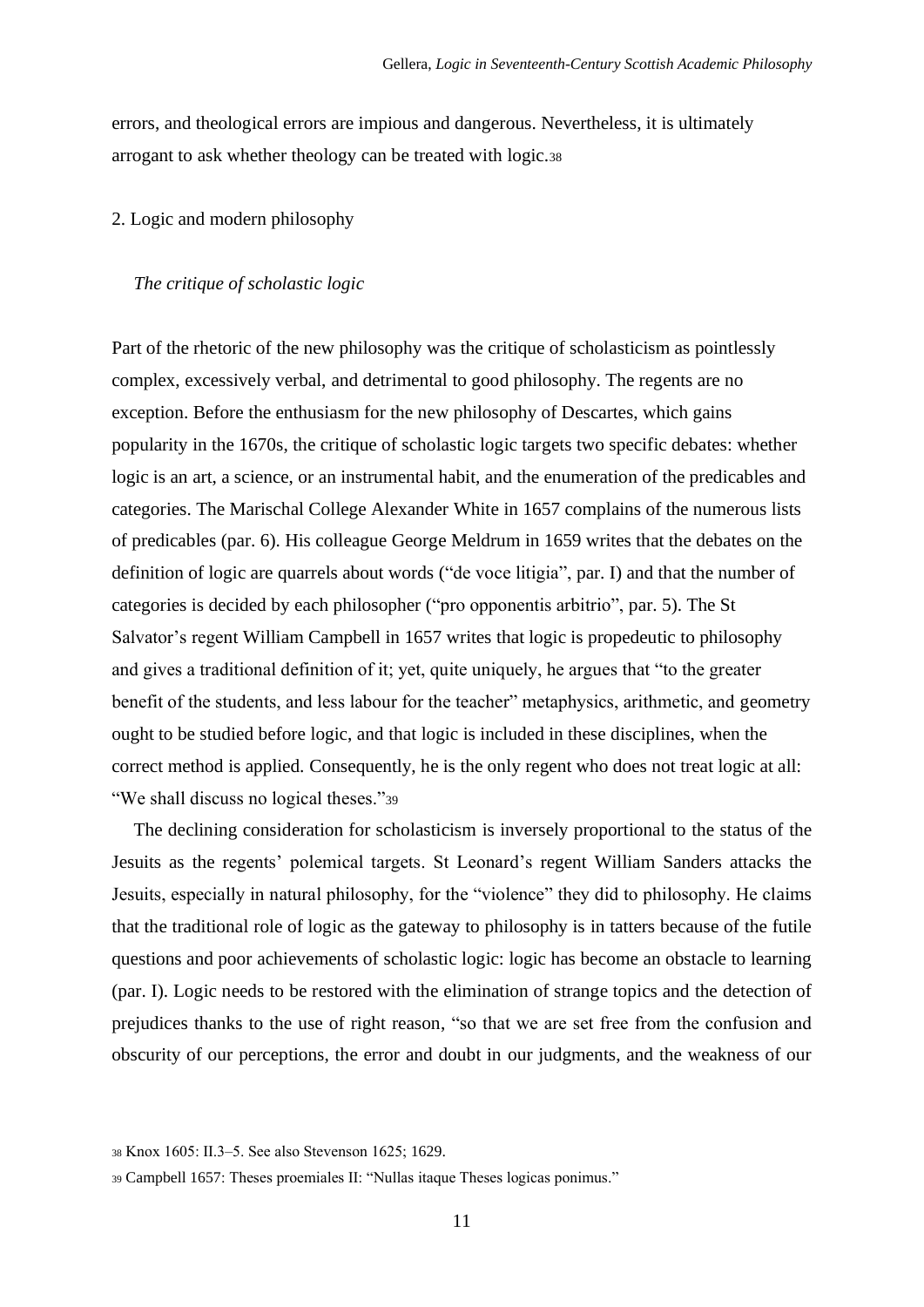errors, and theological errors are impious and dangerous. Nevertheless, it is ultimately arrogant to ask whether theology can be treated with logic.[38]

## 2. Logic and modern philosophy

### *The critique of scholastic logic*

Part of the rhetoric of the new philosophy was the critique of scholasticism as pointlessly complex, excessively verbal, and detrimental to good philosophy. The regents are no exception. Before the enthusiasm for the new philosophy of Descartes, which gains popularity in the 1670s, the critique of scholastic logic targets two specific debates: whether logic is an art, a science, or an instrumental habit, and the enumeration of the predicables and categories. The Marischal College Alexander White in 1657 complains of the numerous lists of predicables (par. 6). His colleague George Meldrum in 1659 writes that the debates on the definition of logic are quarrels about words ("de voce litigia", par. I) and that the number of categories is decided by each philosopher ("pro opponentis arbitrio", par. 5). The St Salvator's regent William Campbell in 1657 writes that logic is propedeutic to philosophy and gives a traditional definition of it; yet, quite uniquely, he argues that "to the greater benefit of the students, and less labour for the teacher" metaphysics, arithmetic, and geometry ought to be studied before logic, and that logic is included in these disciplines, when the correct method is applied. Consequently, he is the only regent who does not treat logic at all: "We shall discuss no logical theses."[39]

The declining consideration for scholasticism is inversely proportional to the status of the Jesuits as the regents' polemical targets. St Leonard's regent William Sanders attacks the Jesuits, especially in natural philosophy, for the "violence" they did to philosophy. He claims that the traditional role of logic as the gateway to philosophy is in tatters because of the futile questions and poor achievements of scholastic logic: logic has become an obstacle to learning (par. I). Logic needs to be restored with the elimination of strange topics and the detection of prejudices thanks to the use of right reason, "so that we are set free from the confusion and obscurity of our perceptions, the error and doubt in our judgments, and the weakness of our

[38] Knox 1605: II.3–5. See also Stevenson 1625; 1629.

[39] Campbell 1657: Theses proemiales II: "Nullas itaque Theses logicas ponimus."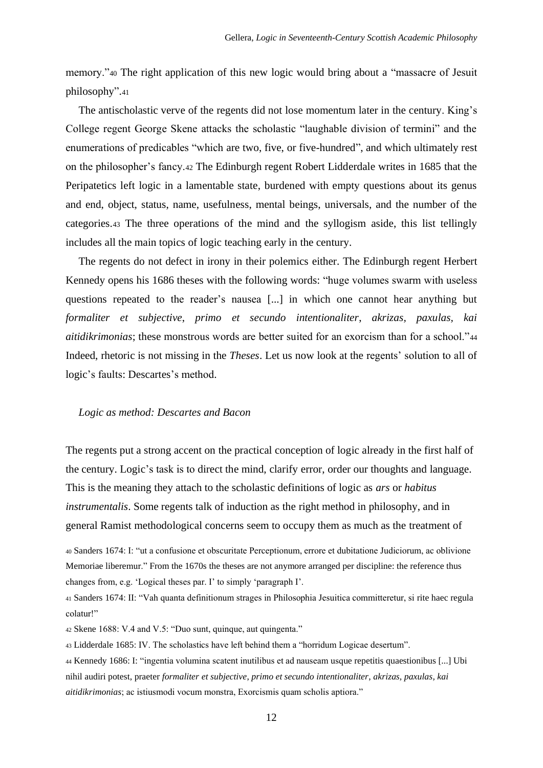memory."[40] The right application of this new logic would bring about a "massacre of Jesuit philosophy".[41]

The antischolastic verve of the regents did not lose momentum later in the century. King's College regent George Skene attacks the scholastic "laughable division of termini" and the enumerations of predicables "which are two, five, or five-hundred", and which ultimately rest on the philosopher's fancy.[42] The Edinburgh regent Robert Lidderdale writes in 1685 that the Peripatetics left logic in a lamentable state, burdened with empty questions about its genus and end, object, status, name, usefulness, mental beings, universals, and the number of the categories.[43] The three operations of the mind and the syllogism aside, this list tellingly includes all the main topics of logic teaching early in the century.

The regents do not defect in irony in their polemics either. The Edinburgh regent Herbert Kennedy opens his 1686 theses with the following words: "huge volumes swarm with useless questions repeated to the reader's nausea [...] in which one cannot hear anything but *formaliter et subjective*, *primo et secundo intentionaliter*, *akrizas*, *paxulas*, *kai aitidikrimonias*; these monstrous words are better suited for an exorcism than for a school."[44] Indeed, rhetoric is not missing in the *Theses*. Let us now look at the regents' solution to all of logic's faults: Descartes's method.

### *Logic as method: Descartes and Bacon*

The regents put a strong accent on the practical conception of logic already in the first half of the century. Logic's task is to direct the mind, clarify error, order our thoughts and language. This is the meaning they attach to the scholastic definitions of logic as *ars* or *habitus instrumentalis*. Some regents talk of induction as the right method in philosophy, and in general Ramist methodological concerns seem to occupy them as much as the treatment of

---

[40] Sanders 1674: I: "ut a confusione et obscuritate Perceptionum, errore et dubitatione Judiciorum, ac oblivione Memoriae liberemur." From the 1670s the theses are not anymore arranged per discipline: the reference thus changes from, e.g. 'Logical theses par. I' to simply 'paragraph I'.

[41] Sanders 1674: II: "Vah quanta definitionum strages in Philosophia Jesuitica committeretur, si rite haec regula colatur!"

[42] Skene 1688: V.4 and V.5: "Duo sunt, quinque, aut quingenta."

[43] Lidderdale 1685: IV. The scholastics have left behind them a "horridum Logicae desertum".

[44] Kennedy 1686: I: "ingentia volumina scatent inutilibus et ad nauseam usque repetitis quaestionibus [...] Ubi nihil audiri potest, praeter *formaliter et subjective, primo et secundo intentionaliter, akrizas, paxulas, kai aitidikrimonias*; ac istiusmodi vocum monstra, Exorcismis quam scholis aptiora."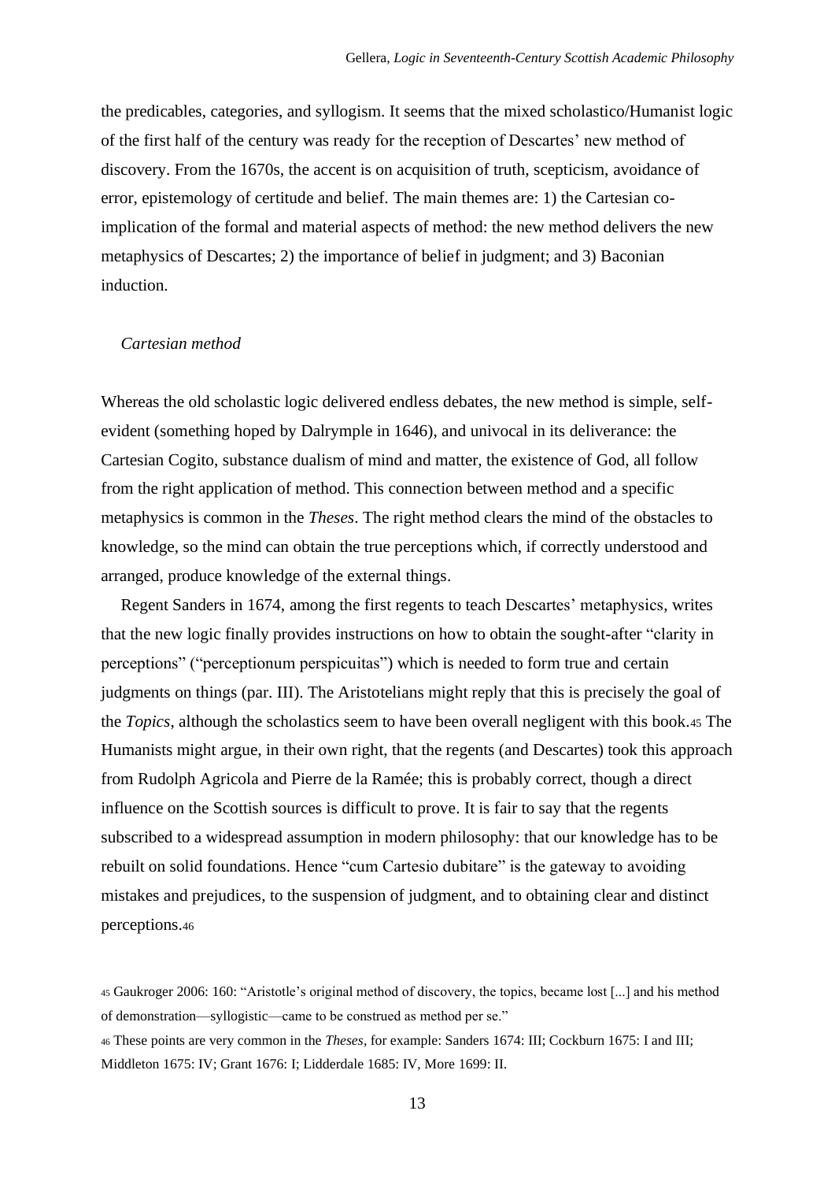the predicables, categories, and syllogism. It seems that the mixed scholastico/Humanist logic of the first half of the century was ready for the reception of Descartes' new method of discovery. From the 1670s, the accent is on acquisition of truth, scepticism, avoidance of error, epistemology of certitude and belief. The main themes are: 1) the Cartesian co-implication of the formal and material aspects of method: the new method delivers the new metaphysics of Descartes; 2) the importance of belief in judgment; and 3) Baconian induction.

### *Cartesian method*

Whereas the old scholastic logic delivered endless debates, the new method is simple, self-evident (something hoped by Dalrymple in 1646), and univocal in its deliverance: the Cartesian Cogito, substance dualism of mind and matter, the existence of God, all follow from the right application of method. This connection between method and a specific metaphysics is common in the *Theses*. The right method clears the mind of the obstacles to knowledge, so the mind can obtain the true perceptions which, if correctly understood and arranged, produce knowledge of the external things.

Regent Sanders in 1674, among the first regents to teach Descartes' metaphysics, writes that the new logic finally provides instructions on how to obtain the sought-after "clarity in perceptions" ("perceptionum perspicuitas") which is needed to form true and certain judgments on things (par. III). The Aristotelians might reply that this is precisely the goal of the *Topics*, although the scholastics seem to have been overall negligent with this book.[45] The Humanists might argue, in their own right, that the regents (and Descartes) took this approach from Rudolph Agricola and Pierre de la Ramée; this is probably correct, though a direct influence on the Scottish sources is difficult to prove. It is fair to say that the regents subscribed to a widespread assumption in modern philosophy: that our knowledge has to be rebuilt on solid foundations. Hence "cum Cartesio dubitare" is the gateway to avoiding mistakes and prejudices, to the suspension of judgment, and to obtaining clear and distinct perceptions.[46]

[45] Gaukroger 2006: 160: "Aristotle's original method of discovery, the topics, became lost [...] and his method of demonstration—syllogistic—came to be construed as method per se."

[46] These points are very common in the *Theses*, for example: Sanders 1674: III; Cockburn 1675: I and III; Middleton 1675: IV; Grant 1676: I; Lidderdale 1685: IV, More 1699: II.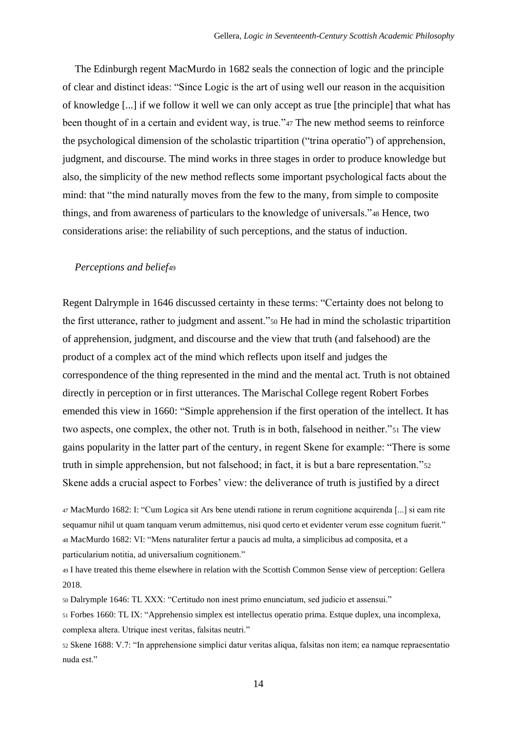The Edinburgh regent MacMurdo in 1682 seals the connection of logic and the principle of clear and distinct ideas: "Since Logic is the art of using well our reason in the acquisition of knowledge [...] if we follow it well we can only accept as true [the principle] that what has been thought of in a certain and evident way, is true."[47] The new method seems to reinforce the psychological dimension of the scholastic tripartition ("trina operatio") of apprehension, judgment, and discourse. The mind works in three stages in order to produce knowledge but also, the simplicity of the new method reflects some important psychological facts about the mind: that "the mind naturally moves from the few to the many, from simple to composite things, and from awareness of particulars to the knowledge of universals."[48] Hence, two considerations arise: the reliability of such perceptions, and the status of induction.

*Perceptions and belief*[49]

Regent Dalrymple in 1646 discussed certainty in these terms: "Certainty does not belong to the first utterance, rather to judgment and assent."[50] He had in mind the scholastic tripartition of apprehension, judgment, and discourse and the view that truth (and falsehood) are the product of a complex act of the mind which reflects upon itself and judges the correspondence of the thing represented in the mind and the mental act. Truth is not obtained directly in perception or in first utterances. The Marischal College regent Robert Forbes emended this view in 1660: "Simple apprehension if the first operation of the intellect. It has two aspects, one complex, the other not. Truth is in both, falsehood in neither."[51] The view gains popularity in the latter part of the century, in regent Skene for example: "There is some truth in simple apprehension, but not falsehood; in fact, it is but a bare representation."[52] Skene adds a crucial aspect to Forbes' view: the deliverance of truth is justified by a direct

[47] MacMurdo 1682: I: "Cum Logica sit Ars bene utendi ratione in rerum cognitione acquirenda [...] si eam rite sequamur nihil ut quam tanquam verum admittemus, nisi quod certo et evidenter verum esse cognitum fuerit."

[48] MacMurdo 1682: VI: "Mens naturaliter fertur a paucis ad multa, a simplicibus ad composita, et a particularium notitia, ad universalium cognitionem."

[49] I have treated this theme elsewhere in relation with the Scottish Common Sense view of perception: Gellera 2018.

[50] Dalrymple 1646: TL XXX: "Certitudo non inest primo enunciatum, sed judicio et assensui."

[51] Forbes 1660: TL IX: "Apprehensio simplex est intellectus operatio prima. Estque duplex, una incomplexa, complexa altera. Utrique inest veritas, falsitas neutri."

[52] Skene 1688: V.7: "In apprehensione simplici datur veritas aliqua, falsitas non item; ea namque repraesentatio nuda est."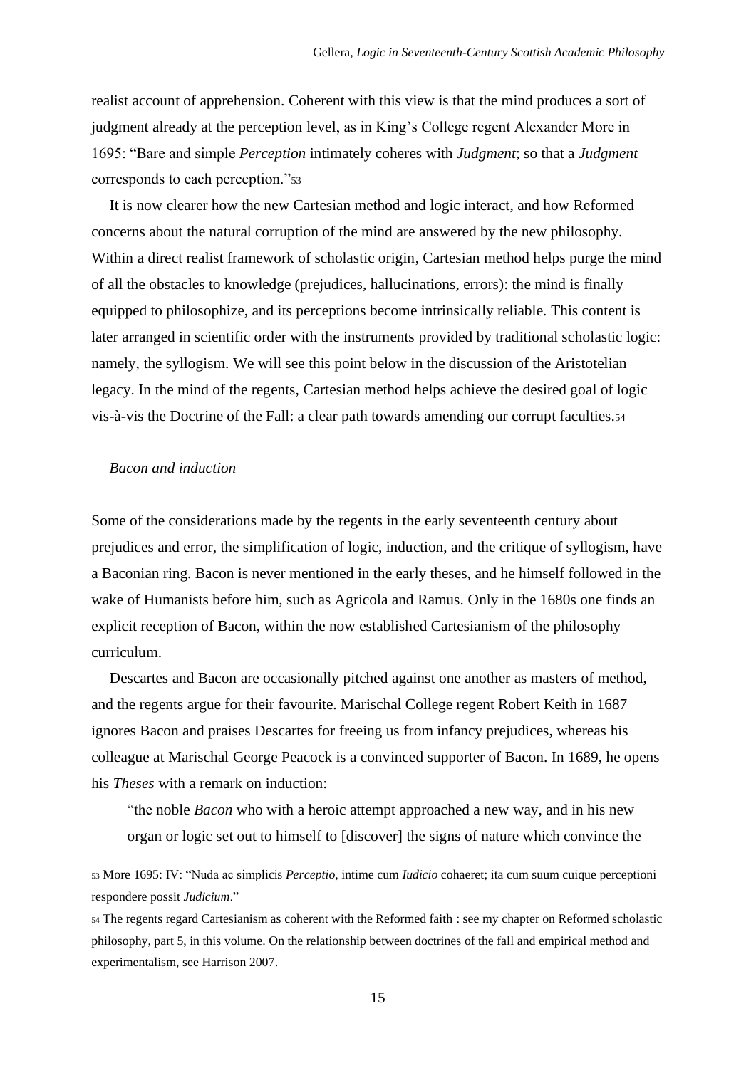realist account of apprehension. Coherent with this view is that the mind produces a sort of judgment already at the perception level, as in King's College regent Alexander More in 1695: "Bare and simple *Perception* intimately coheres with *Judgment*; so that a *Judgment* corresponds to each perception."[53]

It is now clearer how the new Cartesian method and logic interact, and how Reformed concerns about the natural corruption of the mind are answered by the new philosophy. Within a direct realist framework of scholastic origin, Cartesian method helps purge the mind of all the obstacles to knowledge (prejudices, hallucinations, errors): the mind is finally equipped to philosophize, and its perceptions become intrinsically reliable. This content is later arranged in scientific order with the instruments provided by traditional scholastic logic: namely, the syllogism. We will see this point below in the discussion of the Aristotelian legacy. In the mind of the regents, Cartesian method helps achieve the desired goal of logic vis-à-vis the Doctrine of the Fall: a clear path towards amending our corrupt faculties.[54]

*Bacon and induction*

Some of the considerations made by the regents in the early seventeenth century about prejudices and error, the simplification of logic, induction, and the critique of syllogism, have a Baconian ring. Bacon is never mentioned in the early theses, and he himself followed in the wake of Humanists before him, such as Agricola and Ramus. Only in the 1680s one finds an explicit reception of Bacon, within the now established Cartesianism of the philosophy curriculum.

Descartes and Bacon are occasionally pitched against one another as masters of method, and the regents argue for their favourite. Marischal College regent Robert Keith in 1687 ignores Bacon and praises Descartes for freeing us from infancy prejudices, whereas his colleague at Marischal George Peacock is a convinced supporter of Bacon. In 1689, he opens his *Theses* with a remark on induction:

> "the noble *Bacon* who with a heroic attempt approached a new way, and in his new organ or logic set out to himself to [discover] the signs of nature which convince the

[53] More 1695: IV: "Nuda ac simplicis *Perceptio*, intime cum *Iudicio* cohaeret; ita cum suum cuique perceptioni respondere possit *Judicium*."

[54] The regents regard Cartesianism as coherent with the Reformed faith : see my chapter on Reformed scholastic philosophy, part 5, in this volume. On the relationship between doctrines of the fall and empirical method and experimentalism, see Harrison 2007.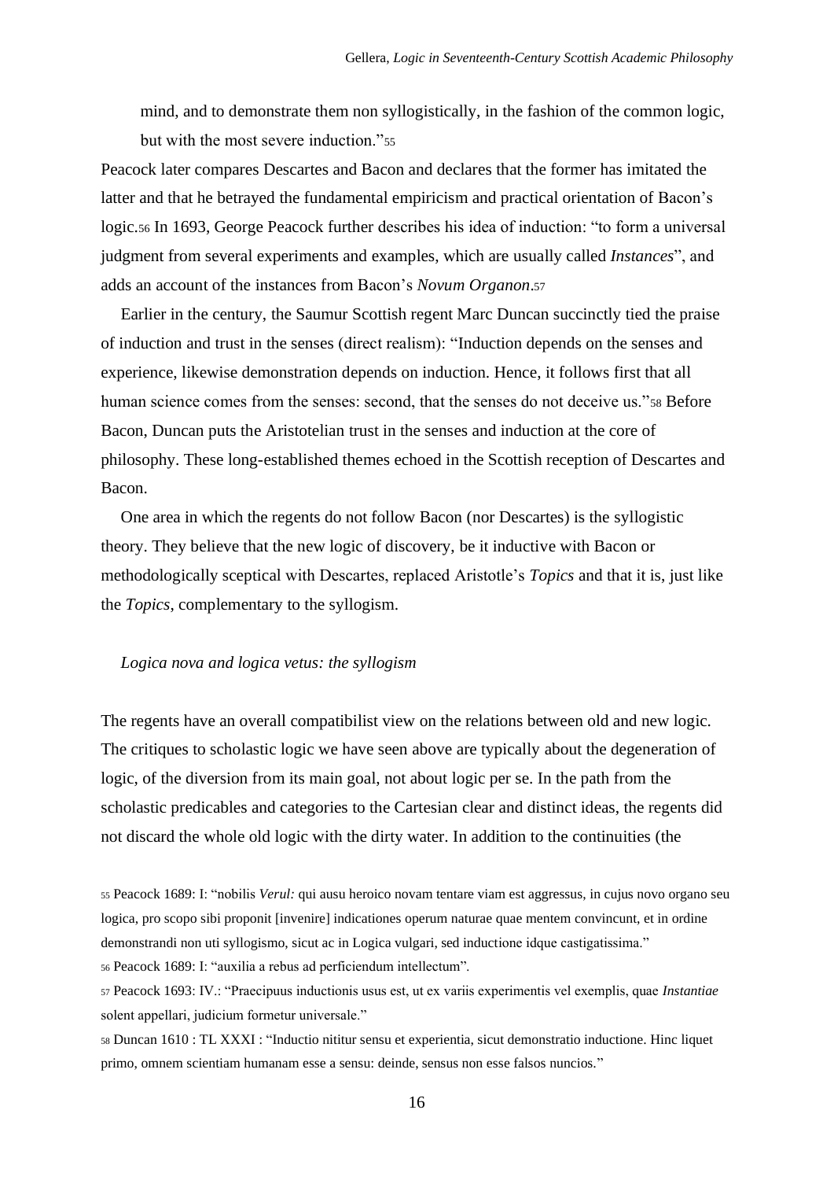mind, and to demonstrate them non syllogistically, in the fashion of the common logic, but with the most severe induction."[55]

Peacock later compares Descartes and Bacon and declares that the former has imitated the latter and that he betrayed the fundamental empiricism and practical orientation of Bacon's logic.[56] In 1693, George Peacock further describes his idea of induction: "to form a universal judgment from several experiments and examples, which are usually called *Instances*", and adds an account of the instances from Bacon's *Novum Organon*.[57]

Earlier in the century, the Saumur Scottish regent Marc Duncan succinctly tied the praise of induction and trust in the senses (direct realism): "Induction depends on the senses and experience, likewise demonstration depends on induction. Hence, it follows first that all human science comes from the senses: second, that the senses do not deceive us."[58] Before Bacon, Duncan puts the Aristotelian trust in the senses and induction at the core of philosophy. These long-established themes echoed in the Scottish reception of Descartes and Bacon.

One area in which the regents do not follow Bacon (nor Descartes) is the syllogistic theory. They believe that the new logic of discovery, be it inductive with Bacon or methodologically sceptical with Descartes, replaced Aristotle's *Topics* and that it is, just like the *Topics*, complementary to the syllogism.

### *Logica nova and logica vetus: the syllogism*

The regents have an overall compatibilist view on the relations between old and new logic. The critiques to scholastic logic we have seen above are typically about the degeneration of logic, of the diversion from its main goal, not about logic per se. In the path from the scholastic predicables and categories to the Cartesian clear and distinct ideas, the regents did not discard the whole old logic with the dirty water. In addition to the continuities (the

---

[55] Peacock 1689: I: "nobilis *Verul:* qui ausu heroico novam tentare viam est aggressus, in cujus novo organo seu logica, pro scopo sibi proponit [invenire] indicationes operum naturae quae mentem convincunt, et in ordine demonstrandi non uti syllogismo, sicut ac in Logica vulgari, sed inductione idque castigatissima."

[56] Peacock 1689: I: "auxilia a rebus ad perficiendum intellectum".

[57] Peacock 1693: IV.: "Praecipuus inductionis usus est, ut ex variis experimentis vel exemplis, quae *Instantiae* solent appellari, judicium formetur universale."

[58] Duncan 1610 : TL XXXI : "Inductio nititur sensu et experientia, sicut demonstratio inductione. Hinc liquet primo, omnem scientiam humanam esse a sensu: deinde, sensus non esse falsos nuncios."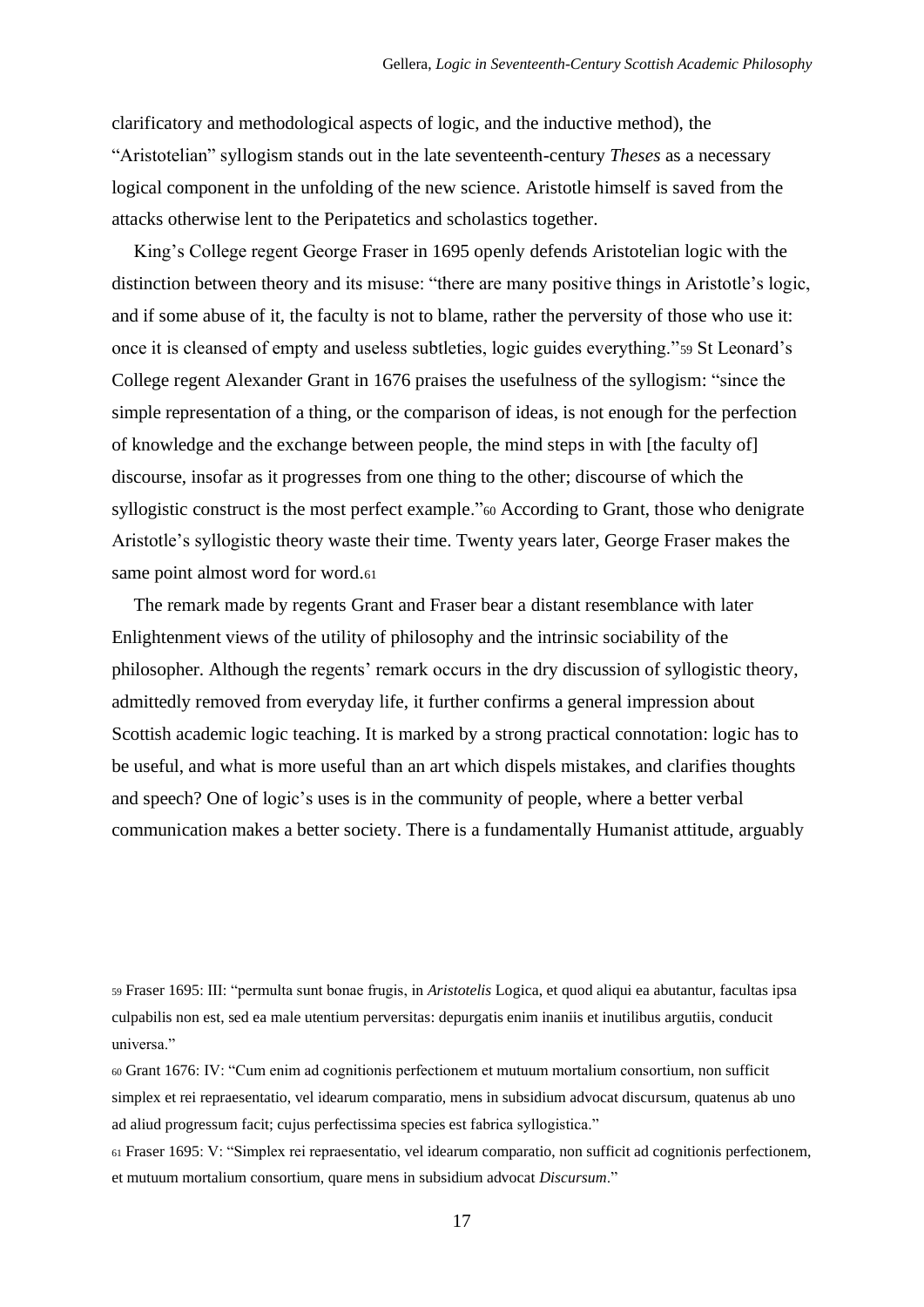clarificatory and methodological aspects of logic, and the inductive method), the "Aristotelian" syllogism stands out in the late seventeenth-century *Theses* as a necessary logical component in the unfolding of the new science. Aristotle himself is saved from the attacks otherwise lent to the Peripatetics and scholastics together.

King's College regent George Fraser in 1695 openly defends Aristotelian logic with the distinction between theory and its misuse: "there are many positive things in Aristotle's logic, and if some abuse of it, the faculty is not to blame, rather the perversity of those who use it: once it is cleansed of empty and useless subtleties, logic guides everything."[59] St Leonard's College regent Alexander Grant in 1676 praises the usefulness of the syllogism: "since the simple representation of a thing, or the comparison of ideas, is not enough for the perfection of knowledge and the exchange between people, the mind steps in with [the faculty of] discourse, insofar as it progresses from one thing to the other; discourse of which the syllogistic construct is the most perfect example."[60] According to Grant, those who denigrate Aristotle's syllogistic theory waste their time. Twenty years later, George Fraser makes the same point almost word for word.[61]

The remark made by regents Grant and Fraser bear a distant resemblance with later Enlightenment views of the utility of philosophy and the intrinsic sociability of the philosopher. Although the regents' remark occurs in the dry discussion of syllogistic theory, admittedly removed from everyday life, it further confirms a general impression about Scottish academic logic teaching. It is marked by a strong practical connotation: logic has to be useful, and what is more useful than an art which dispels mistakes, and clarifies thoughts and speech? One of logic's uses is in the community of people, where a better verbal communication makes a better society. There is a fundamentally Humanist attitude, arguably

---

[59] Fraser 1695: III: "permulta sunt bonae frugis, in *Aristotelis* Logica, et quod aliqui ea abutantur, facultas ipsa culpabilis non est, sed ea male utentium perversitas: depurgatis enim inaniis et inutilibus argutiis, conducit universa."

[60] Grant 1676: IV: "Cum enim ad cognitionis perfectionem et mutuum mortalium consortium, non sufficit simplex et rei repraesentatio, vel idearum comparatio, mens in subsidium advocat discursum, quatenus ab uno ad aliud progressum facit; cujus perfectissima species est fabrica syllogistica."

[61] Fraser 1695: V: "Simplex rei repraesentatio, vel idearum comparatio, non sufficit ad cognitionis perfectionem, et mutuum mortalium consortium, quare mens in subsidium advocat *Discursum*."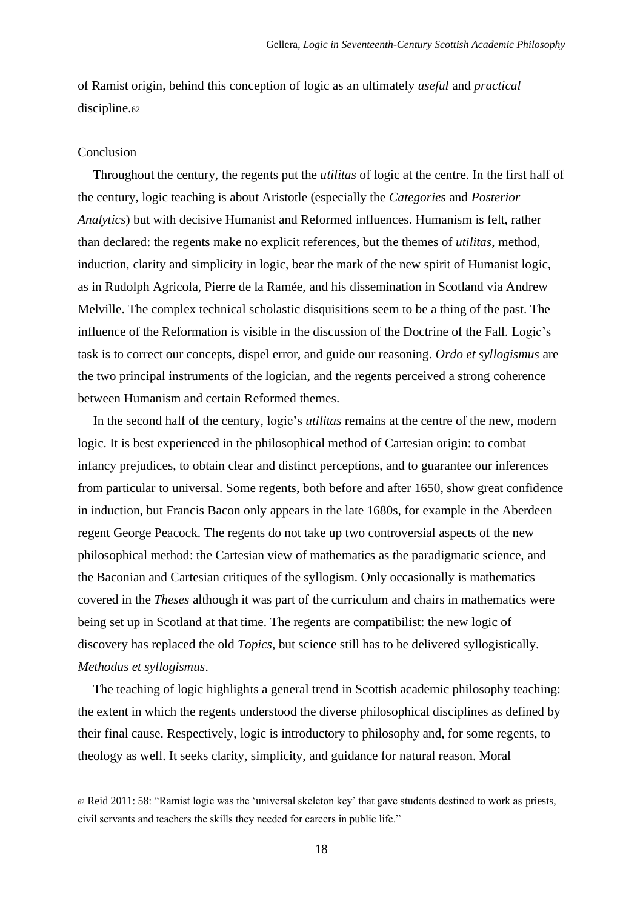of Ramist origin, behind this conception of logic as an ultimately *useful* and *practical* discipline.[62]

## Conclusion

Throughout the century, the regents put the *utilitas* of logic at the centre. In the first half of the century, logic teaching is about Aristotle (especially the *Categories* and *Posterior Analytics*) but with decisive Humanist and Reformed influences. Humanism is felt, rather than declared: the regents make no explicit references, but the themes of *utilitas*, method, induction, clarity and simplicity in logic, bear the mark of the new spirit of Humanist logic, as in Rudolph Agricola, Pierre de la Ramée, and his dissemination in Scotland via Andrew Melville. The complex technical scholastic disquisitions seem to be a thing of the past. The influence of the Reformation is visible in the discussion of the Doctrine of the Fall. Logic's task is to correct our concepts, dispel error, and guide our reasoning. *Ordo et syllogismus* are the two principal instruments of the logician, and the regents perceived a strong coherence between Humanism and certain Reformed themes.

In the second half of the century, logic's *utilitas* remains at the centre of the new, modern logic. It is best experienced in the philosophical method of Cartesian origin: to combat infancy prejudices, to obtain clear and distinct perceptions, and to guarantee our inferences from particular to universal. Some regents, both before and after 1650, show great confidence in induction, but Francis Bacon only appears in the late 1680s, for example in the Aberdeen regent George Peacock. The regents do not take up two controversial aspects of the new philosophical method: the Cartesian view of mathematics as the paradigmatic science, and the Baconian and Cartesian critiques of the syllogism. Only occasionally is mathematics covered in the *Theses* although it was part of the curriculum and chairs in mathematics were being set up in Scotland at that time. The regents are compatibilist: the new logic of discovery has replaced the old *Topics*, but science still has to be delivered syllogistically. *Methodus et syllogismus*.

The teaching of logic highlights a general trend in Scottish academic philosophy teaching: the extent in which the regents understood the diverse philosophical disciplines as defined by their final cause. Respectively, logic is introductory to philosophy and, for some regents, to theology as well. It seeks clarity, simplicity, and guidance for natural reason. Moral

[62] Reid 2011: 58: "Ramist logic was the 'universal skeleton key' that gave students destined to work as priests, civil servants and teachers the skills they needed for careers in public life."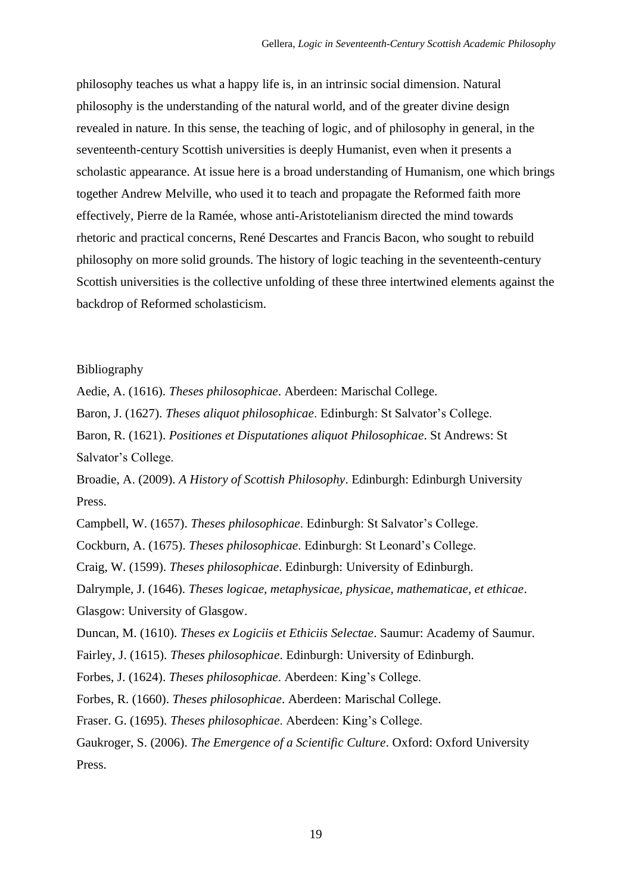philosophy teaches us what a happy life is, in an intrinsic social dimension. Natural philosophy is the understanding of the natural world, and of the greater divine design revealed in nature. In this sense, the teaching of logic, and of philosophy in general, in the seventeenth-century Scottish universities is deeply Humanist, even when it presents a scholastic appearance. At issue here is a broad understanding of Humanism, one which brings together Andrew Melville, who used it to teach and propagate the Reformed faith more effectively, Pierre de la Ramée, whose anti-Aristotelianism directed the mind towards rhetoric and practical concerns, René Descartes and Francis Bacon, who sought to rebuild philosophy on more solid grounds. The history of logic teaching in the seventeenth-century Scottish universities is the collective unfolding of these three intertwined elements against the backdrop of Reformed scholasticism.

## Bibliography

Aedie, A. (1616). *Theses philosophicae*. Aberdeen: Marischal College.

Baron, J. (1627). *Theses aliquot philosophicae*. Edinburgh: St Salvator's College.

Baron, R. (1621). *Positiones et Disputationes aliquot Philosophicae*. St Andrews: St Salvator's College.

Broadie, A. (2009). *A History of Scottish Philosophy*. Edinburgh: Edinburgh University Press.

Campbell, W. (1657). *Theses philosophicae*. Edinburgh: St Salvator's College.

Cockburn, A. (1675). *Theses philosophicae*. Edinburgh: St Leonard's College.

Craig, W. (1599). *Theses philosophicae*. Edinburgh: University of Edinburgh.

Dalrymple, J. (1646). *Theses logicae, metaphysicae, physicae, mathematicae, et ethicae*. Glasgow: University of Glasgow.

Duncan, M. (1610). *Theses ex Logiciis et Ethiciis Selectae*. Saumur: Academy of Saumur.

Fairley, J. (1615). *Theses philosophicae*. Edinburgh: University of Edinburgh.

Forbes, J. (1624). *Theses philosophicae*. Aberdeen: King's College.

Forbes, R. (1660). *Theses philosophicae*. Aberdeen: Marischal College.

Fraser. G. (1695). *Theses philosophicae*. Aberdeen: King's College.

Gaukroger, S. (2006). *The Emergence of a Scientific Culture*. Oxford: Oxford University Press.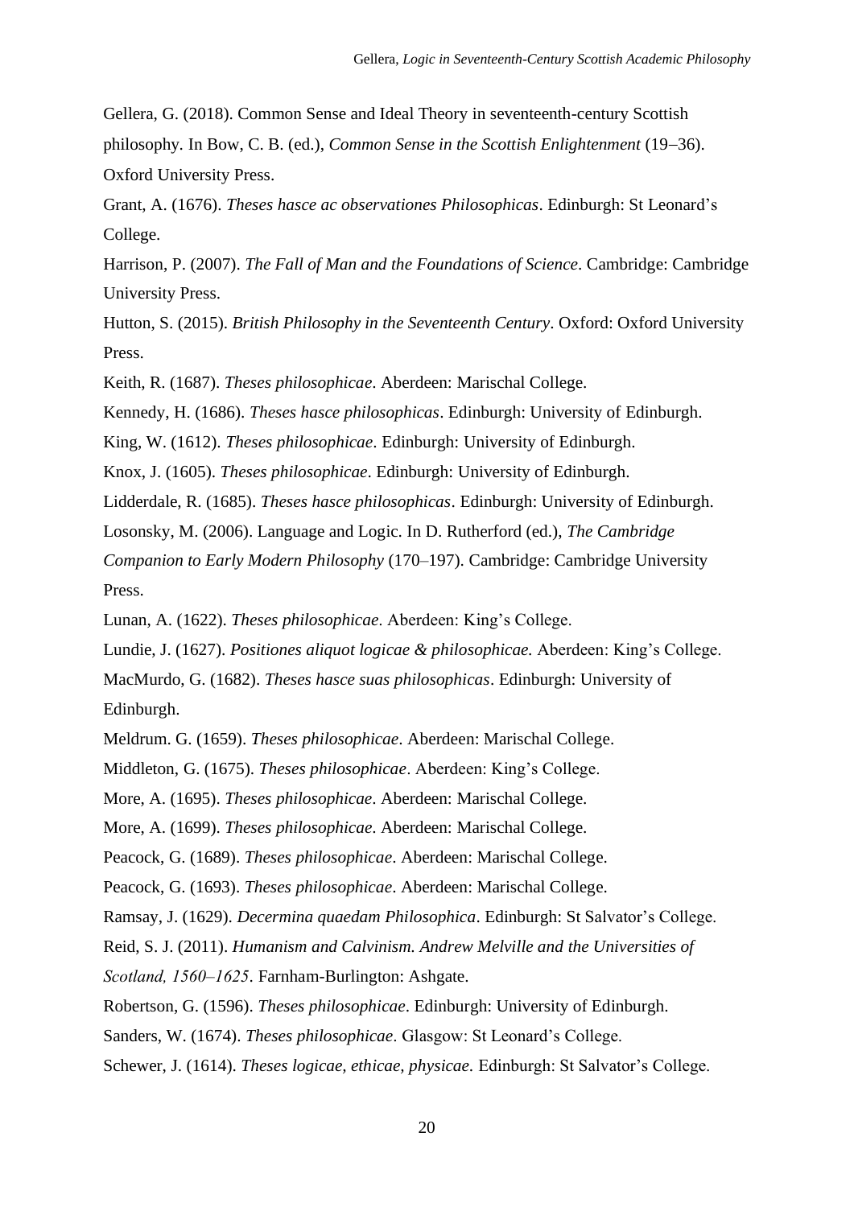Gellera, G. (2018). Common Sense and Ideal Theory in seventeenth-century Scottish philosophy. In Bow, C. B. (ed.), *Common Sense in the Scottish Enlightenment* (19–36). Oxford University Press.

Grant, A. (1676). *Theses hasce ac observationes Philosophicas*. Edinburgh: St Leonard's College.

Harrison, P. (2007). *The Fall of Man and the Foundations of Science*. Cambridge: Cambridge University Press.

Hutton, S. (2015). *British Philosophy in the Seventeenth Century*. Oxford: Oxford University Press.

Keith, R. (1687). *Theses philosophicae*. Aberdeen: Marischal College.

Kennedy, H. (1686). *Theses hasce philosophicas*. Edinburgh: University of Edinburgh.

King, W. (1612). *Theses philosophicae*. Edinburgh: University of Edinburgh.

Knox, J. (1605). *Theses philosophicae*. Edinburgh: University of Edinburgh.

Lidderdale, R. (1685). *Theses hasce philosophicas*. Edinburgh: University of Edinburgh.

Losonsky, M. (2006). Language and Logic. In D. Rutherford (ed.), *The Cambridge Companion to Early Modern Philosophy* (170–197). Cambridge: Cambridge University Press.

Lunan, A. (1622). *Theses philosophicae*. Aberdeen: King's College.

Lundie, J. (1627). *Positiones aliquot logicae & philosophicae.* Aberdeen: King's College.

MacMurdo, G. (1682). *Theses hasce suas philosophicas*. Edinburgh: University of Edinburgh.

Meldrum. G. (1659). *Theses philosophicae*. Aberdeen: Marischal College.

Middleton, G. (1675). *Theses philosophicae*. Aberdeen: King's College.

More, A. (1695). *Theses philosophicae*. Aberdeen: Marischal College.

More, A. (1699). *Theses philosophicae.* Aberdeen: Marischal College.

Peacock, G. (1689). *Theses philosophicae*. Aberdeen: Marischal College.

Peacock, G. (1693). *Theses philosophicae*. Aberdeen: Marischal College.

Ramsay, J. (1629). *Decermina quaedam Philosophica*. Edinburgh: St Salvator's College.

Reid, S. J. (2011). *Humanism and Calvinism. Andrew Melville and the Universities of Scotland, 1560–1625*. Farnham-Burlington: Ashgate.

Robertson, G. (1596). *Theses philosophicae*. Edinburgh: University of Edinburgh.

Sanders, W. (1674). *Theses philosophicae*. Glasgow: St Leonard's College.

Schewer, J. (1614). *Theses logicae, ethicae, physicae.* Edinburgh: St Salvator's College.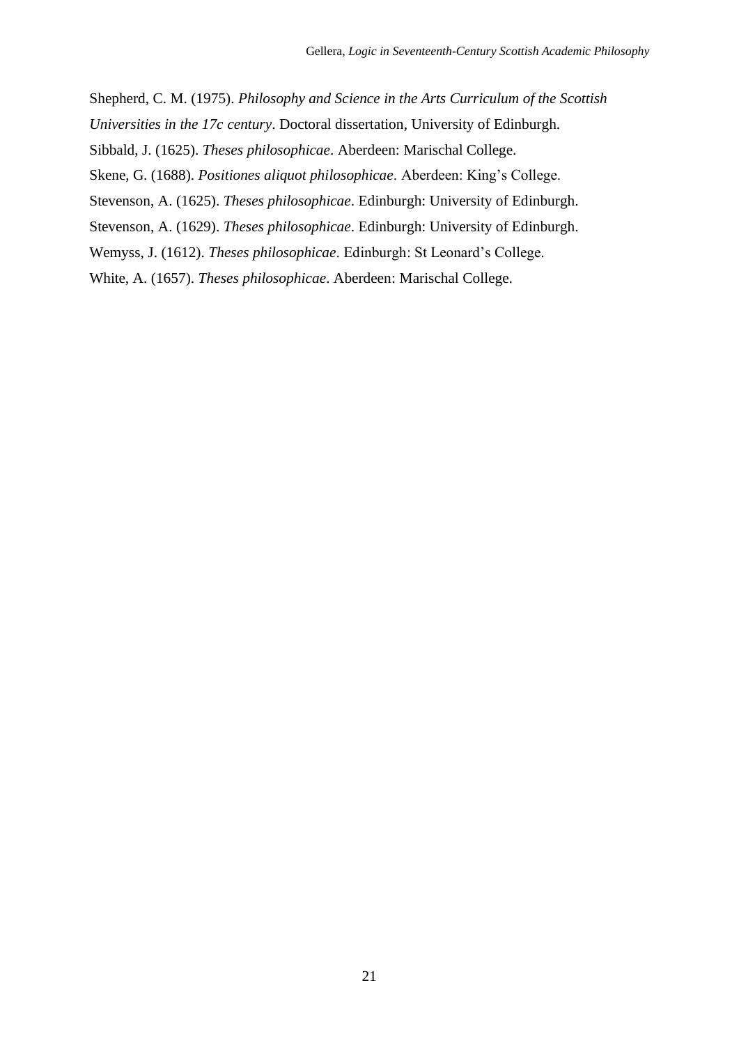Shepherd, C. M. (1975). *Philosophy and Science in the Arts Curriculum of the Scottish Universities in the 17c century*. Doctoral dissertation, University of Edinburgh.

Sibbald, J. (1625). *Theses philosophicae*. Aberdeen: Marischal College.

Skene, G. (1688). *Positiones aliquot philosophicae*. Aberdeen: King's College.

Stevenson, A. (1625). *Theses philosophicae*. Edinburgh: University of Edinburgh.

Stevenson, A. (1629). *Theses philosophicae*. Edinburgh: University of Edinburgh.

Wemyss, J. (1612). *Theses philosophicae*. Edinburgh: St Leonard's College.

White, A. (1657). *Theses philosophicae*. Aberdeen: Marischal College.